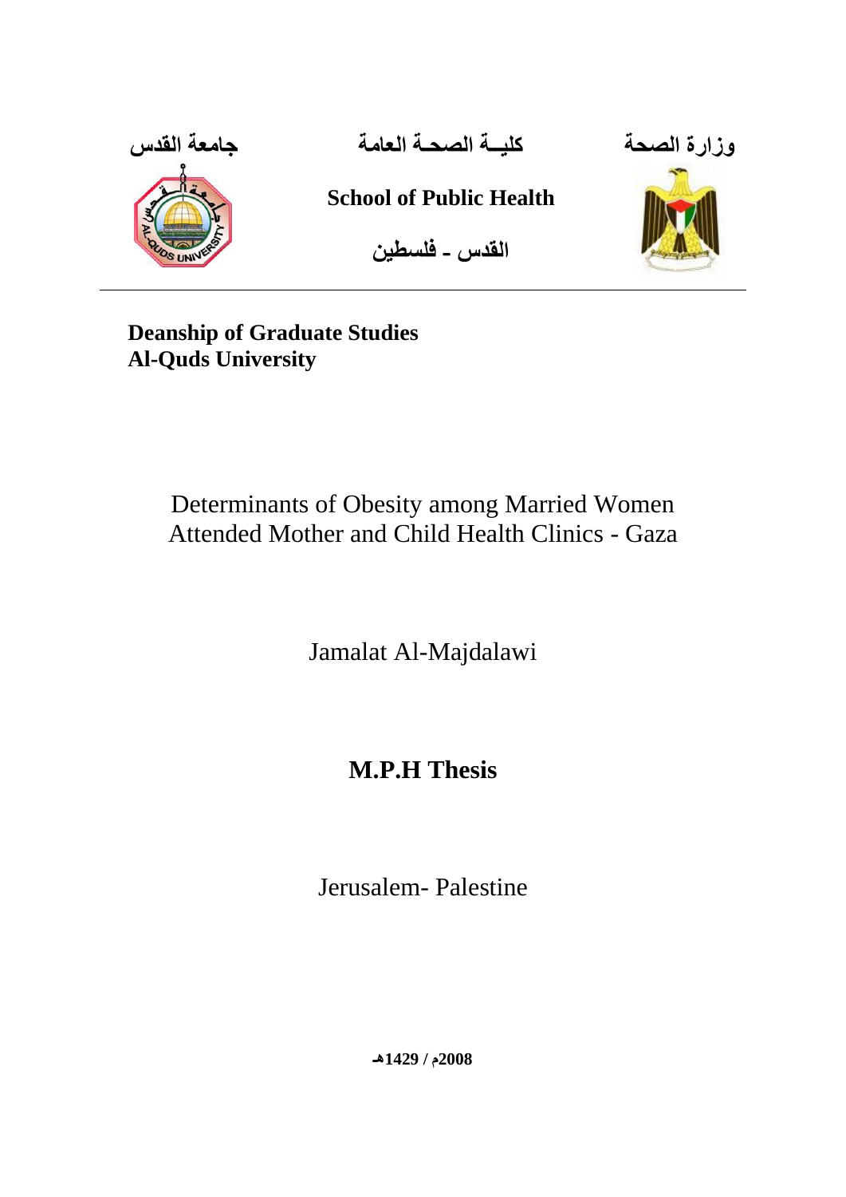جامعة القدس　　　　كليــة الصحـة العامة　　　　وزارة الصحة

**School of Public Health**

**القدس - فلسطين**

---

**Deanship of Graduate Studies**
**Al-Quds University**

# Determinants of Obesity among Married Women Attended Mother and Child Health Clinics - Gaza

Jamalat Al-Majdalawi

## M.P.H Thesis

Jerusalem- Palestine

**2008م / 1429هـ**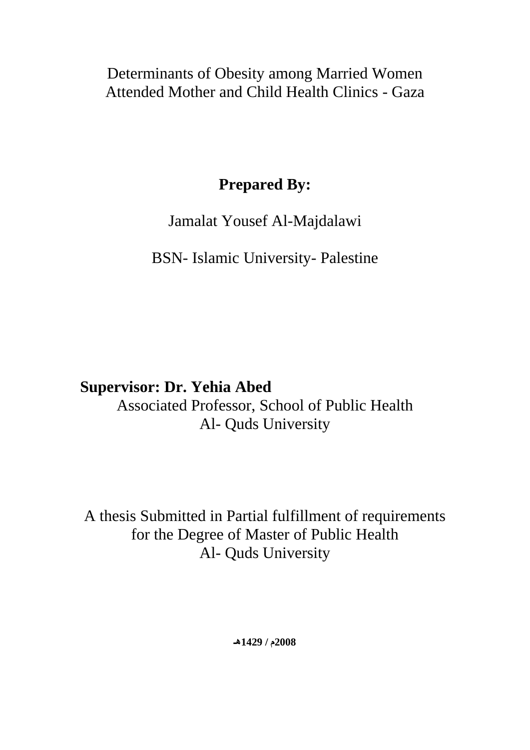Determinants of Obesity among Married Women Attended Mother and Child Health Clinics - Gaza

**Prepared By:**

Jamalat Yousef Al-Majdalawi

BSN- Islamic University- Palestine

**Supervisor: Dr. Yehia Abed**
Associated Professor, School of Public Health
Al- Quds University

A thesis Submitted in Partial fulfillment of requirements for the Degree of Master of Public Health
Al- Quds University

**1429هـ / 2008م**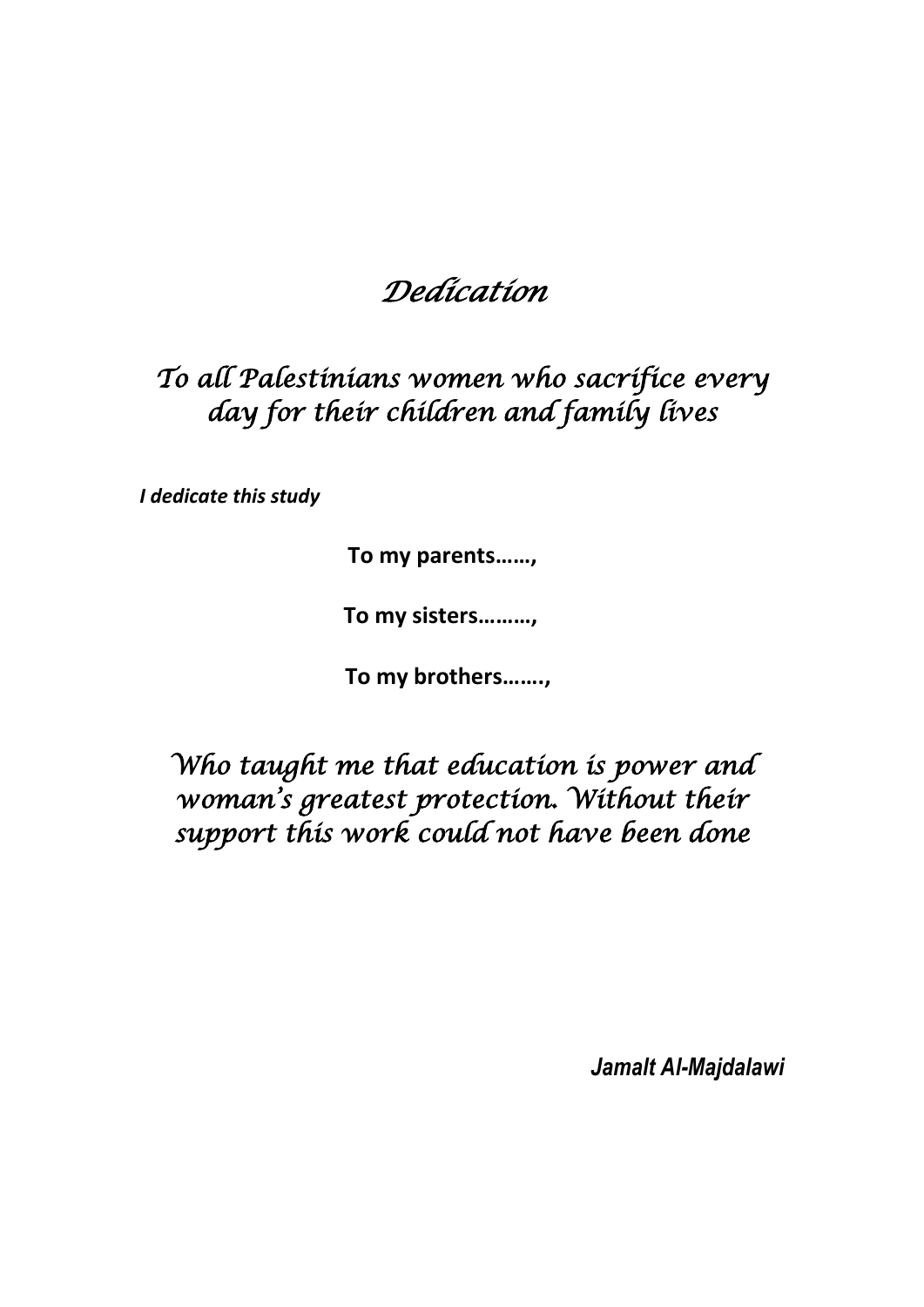# *Dedication*

## *To all Palestinians women who sacrifice every day for their children and family lives*

***I dedicate this study***

**To my parents……,**

**To my sisters………,**

**To my brothers…….,**

*Who taught me that education is power and woman's greatest protection. Without their support this work could not have been done*

***Jamalt Al-Majdalawi***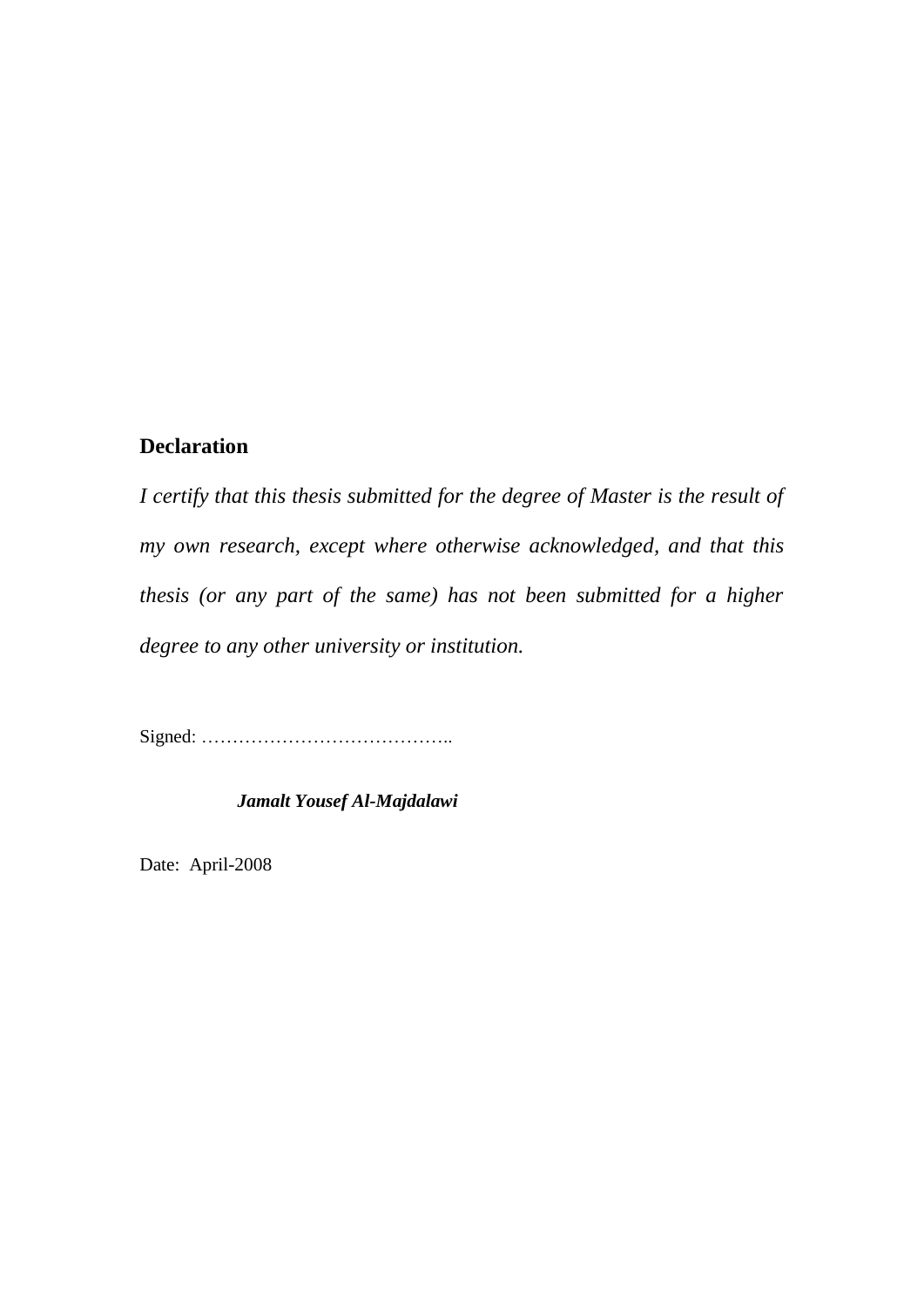## Declaration

*I certify that this thesis submitted for the degree of Master is the result of my own research, except where otherwise acknowledged, and that this thesis (or any part of the same) has not been submitted for a higher degree to any other university or institution.*

Signed: …………………………………..

***Jamalt Yousef Al-Majdalawi***

Date: April-2008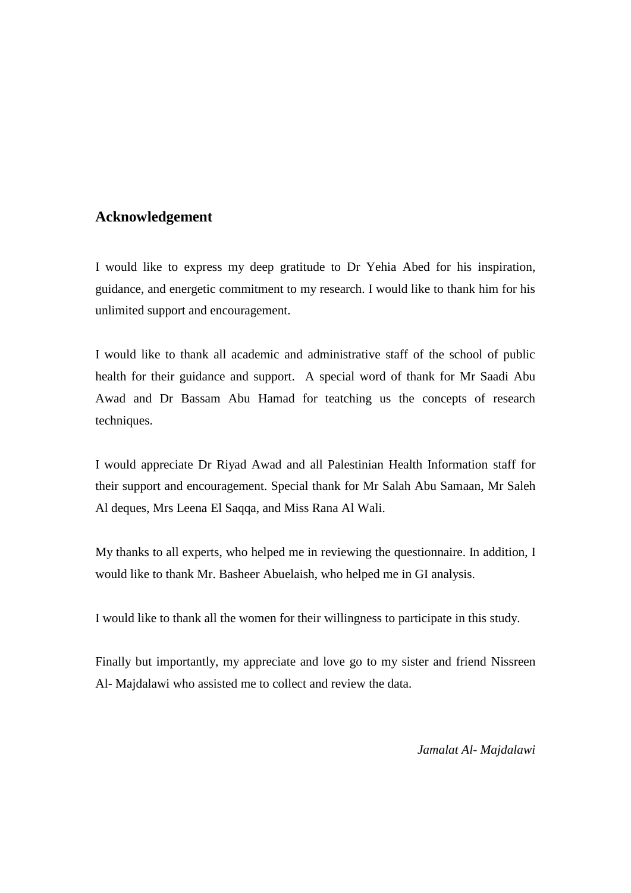## Acknowledgement

I would like to express my deep gratitude to Dr Yehia Abed for his inspiration, guidance, and energetic commitment to my research. I would like to thank him for his unlimited support and encouragement.

I would like to thank all academic and administrative staff of the school of public health for their guidance and support.  A special word of thank for Mr Saadi Abu Awad and Dr Bassam Abu Hamad for teatching us the concepts of research techniques.

I would appreciate Dr Riyad Awad and all Palestinian Health Information staff for their support and encouragement. Special thank for Mr Salah Abu Samaan, Mr Saleh Al deques, Mrs Leena El Saqqa, and Miss Rana Al Wali.

My thanks to all experts, who helped me in reviewing the questionnaire. In addition, I would like to thank Mr. Basheer Abuelaish, who helped me in GI analysis.

I would like to thank all the women for their willingness to participate in this study.

Finally but importantly, my appreciate and love go to my sister and friend Nissreen Al- Majdalawi who assisted me to collect and review the data.

*Jamalat Al- Majdalawi*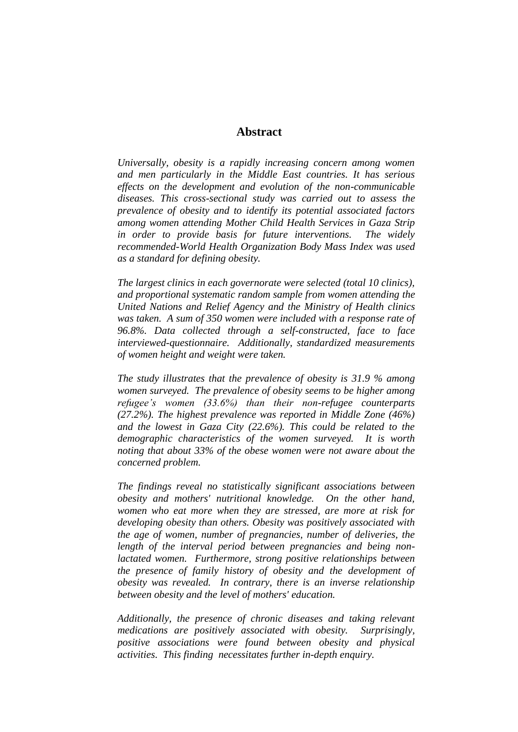## Abstract

*Universally, obesity is a rapidly increasing concern among women and men particularly in the Middle East countries. It has serious effects on the development and evolution of the non-communicable diseases. This cross-sectional study was carried out to assess the prevalence of obesity and to identify its potential associated factors among women attending Mother Child Health Services in Gaza Strip in order to provide basis for future interventions. The widely recommended-World Health Organization Body Mass Index was used as a standard for defining obesity.*

*The largest clinics in each governorate were selected (total 10 clinics), and proportional systematic random sample from women attending the United Nations and Relief Agency and the Ministry of Health clinics was taken. A sum of 350 women were included with a response rate of 96.8%. Data collected through a self-constructed, face to face interviewed-questionnaire. Additionally, standardized measurements of women height and weight were taken.*

*The study illustrates that the prevalence of obesity is 31.9 % among women surveyed. The prevalence of obesity seems to be higher among refugee's women (33.6%) than their non-refugee counterparts (27.2%). The highest prevalence was reported in Middle Zone (46%) and the lowest in Gaza City (22.6%). This could be related to the demographic characteristics of the women surveyed. It is worth noting that about 33% of the obese women were not aware about the concerned problem.*

*The findings reveal no statistically significant associations between obesity and mothers' nutritional knowledge. On the other hand, women who eat more when they are stressed, are more at risk for developing obesity than others. Obesity was positively associated with the age of women, number of pregnancies, number of deliveries, the length of the interval period between pregnancies and being non-lactated women. Furthermore, strong positive relationships between the presence of family history of obesity and the development of obesity was revealed. In contrary, there is an inverse relationship between obesity and the level of mothers' education.*

*Additionally, the presence of chronic diseases and taking relevant medications are positively associated with obesity. Surprisingly, positive associations were found between obesity and physical activities. This finding necessitates further in-depth enquiry.*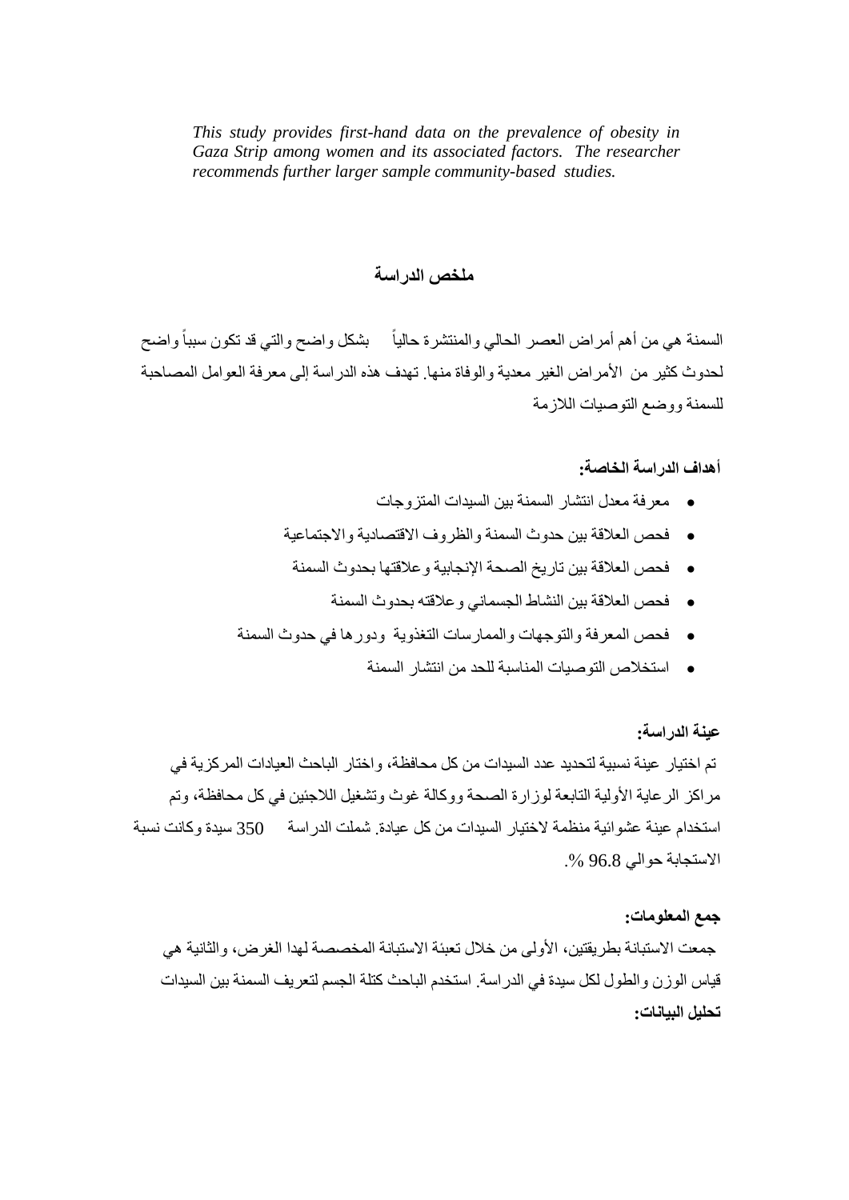*This study provides first-hand data on the prevalence of obesity in Gaza Strip among women and its associated factors. The researcher recommends further larger sample community-based studies.*

## ملخص الدراسة

السمنة هي من أهم أمراض العصر الحالي والمنتشرة حالياً بشكل واضح والتي قد تكون سبباً واضح لحدوث كثير من الأمراض الغير معدية والوفاة منها. تهدف هذه الدراسة إلى معرفة العوامل المصاحبة للسمنة ووضع التوصيات اللازمة

**أهداف الدراسة الخاصة:**

- معرفة معدل انتشار السمنة بين السيدات المتزوجات
- فحص العلاقة بين حدوث السمنة والظروف الاقتصادية والاجتماعية
- فحص العلاقة بين تاريخ الصحة الإنجابية وعلاقتها بحدوث السمنة
- فحص العلاقة بين النشاط الجسماني وعلاقته بحدوث السمنة
- فحص المعرفة والتوجهات والممارسات التغذوية ودورها في حدوث السمنة
- استخلاص التوصيات المناسبة للحد من انتشار السمنة

**عينة الدراسة:**

تم اختيار عينة نسبية لتحديد عدد السيدات من كل محافظة، واختار الباحث العيادات المركزية في مراكز الرعاية الأولية التابعة لوزارة الصحة ووكالة غوث وتشغيل اللاجئين في كل محافظة، وتم استخدام عينة عشوائية منظمة لاختيار السيدات من كل عيادة. شملت الدراسة 350 سيدة وكانت نسبة الاستجابة حوالي 96.8 %.

**جمع المعلومات:**

جمعت الاستبانة بطريقتين، الأولى من خلال تعبئة الاستبانة المخصصة لهذا الغرض، والثانية هي قياس الوزن والطول لكل سيدة في الدراسة. استخدم الباحث كتلة الجسم لتعريف السمنة بين السيدات

**تحليل البيانات:**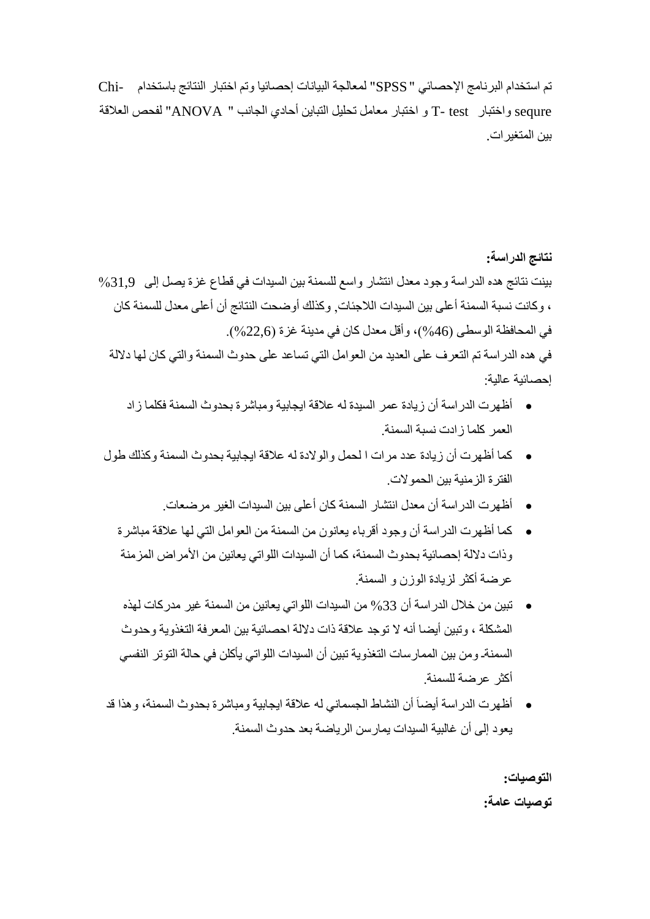تم استخدام البرنامج الإحصائي "SPSS" لمعالجة البيانات إحصائيا وتم اختبار النتائج باستخدام Chi-sequre واختبار T- test و اختبار معامل تحليل التباين أحادي الجانب " ANOVA" لفحص العلاقة بين المتغيرات.

**نتائج الدراسة:**

بينت نتائج هده الدراسة وجود معدل انتشار واسع للسمنة بين السيدات في قطاع غزة يصل إلى 31,9% ، وكانت نسبة السمنة أعلى بين السيدات اللاجئات, وكذلك أوضحت النتائج أن أعلى معدل للسمنة كان في المحافظة الوسطى (46%)، وأقل معدل كان في مدينة غزة (22,6%).

في هده الدراسة تم التعرف على العديد من العوامل التي تساعد على حدوث السمنة والتي كان لها دلالة إحصائية عالية:

- أظهرت الدراسة أن زيادة عمر السيدة له علاقة ايجابية ومباشرة بحدوث السمنة فكلما زاد العمر كلما زادت نسبة السمنة.
- كما أظهرت أن زيادة عدد مرات ا لحمل والولادة له علاقة ايجابية بحدوث السمنة وكذلك طول الفترة الزمنية بين الحمولات.
- أظهرت الدراسة أن معدل انتشار السمنة كان أعلى بين السيدات الغير مرضعات.
- كما أظهرت الدراسة أن وجود أقرباء يعانون من السمنة من العوامل التي لها علاقة مباشرة وذات دلالة إحصائية بحدوث السمنة، كما أن السيدات اللواتي يعانين من الأمراض المزمنة عرضة أكثر لزيادة الوزن و السمنة.
- تبين من خلال الدراسة أن 33% من السيدات اللواتي يعانين من السمنة غير مدركات لهذه المشكلة ، وتبين أيضا أنه لا توجد علاقة ذات دلالة احصائية بين المعرفة التغذوية وحدوث السمنة. ومن بين الممارسات التغذوية تبين أن السيدات اللواتي يأكلن في حالة التوتر النفسي أكثر عرضة للسمنة.
- أظهرت الدراسة أيضاً أن النشاط الجسماني له علاقة ايجابية ومباشرة بحدوث السمنة، وهذا قد يعود إلى أن غالبية السيدات يمارسن الرياضة بعد حدوث السمنة.

**التوصيات:**

**توصيات عامة:**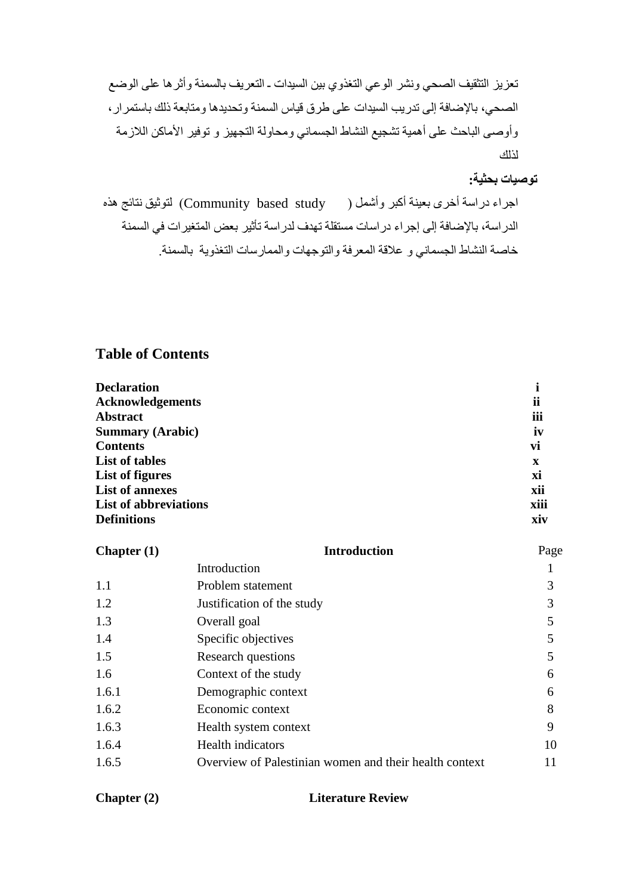تعزيز التثقيف الصحي ونشر الوعي التغذوي بين السيدات ـ التعريف بالسمنة وأثرها على الوضع الصحي، بالإضافة إلى تدريب السيدات على طرق قياس السمنة وتحديدها ومتابعة ذلك باستمرار، وأوصى الباحث على أهمية تشجيع النشاط الجسماني ومحاولة التجهيز و توفير الأماكن اللازمة لذلك

**توصيات بحثية:**

اجراء دراسة أخرى بعينة أكبر وأشمل ( Community based study) لتوثيق نتائج هذه الدراسة، بالإضافة إلى إجراء دراسات مستقلة تهدف لدراسة تأثير بعض المتغيرات في السمنة خاصة النشاط الجسماني و علاقة المعرفة والتوجهات والممارسات التغذوية بالسمنة.

## Table of Contents

| | |
|---|---|
| **Declaration** | **i** |
| **Acknowledgements** | **ii** |
| **Abstract** | **iii** |
| **Summary (Arabic)** | **iv** |
| **Contents** | **vi** |
| **List of tables** | **x** |
| **List of figures** | **xi** |
| **List of annexes** | **xii** |
| **List of abbreviations** | **xiii** |
| **Definitions** | **xiv** |

| **Chapter (1)** | **Introduction** | Page |
|---|---|---|
| | Introduction | 1 |
| 1.1 | Problem statement | 3 |
| 1.2 | Justification of the study | 3 |
| 1.3 | Overall goal | 5 |
| 1.4 | Specific objectives | 5 |
| 1.5 | Research questions | 5 |
| 1.6 | Context of the study | 6 |
| 1.6.1 | Demographic context | 6 |
| 1.6.2 | Economic context | 8 |
| 1.6.3 | Health system context | 9 |
| 1.6.4 | Health indicators | 10 |
| 1.6.5 | Overview of Palestinian women and their health context | 11 |

**Chapter (2)** **Literature Review**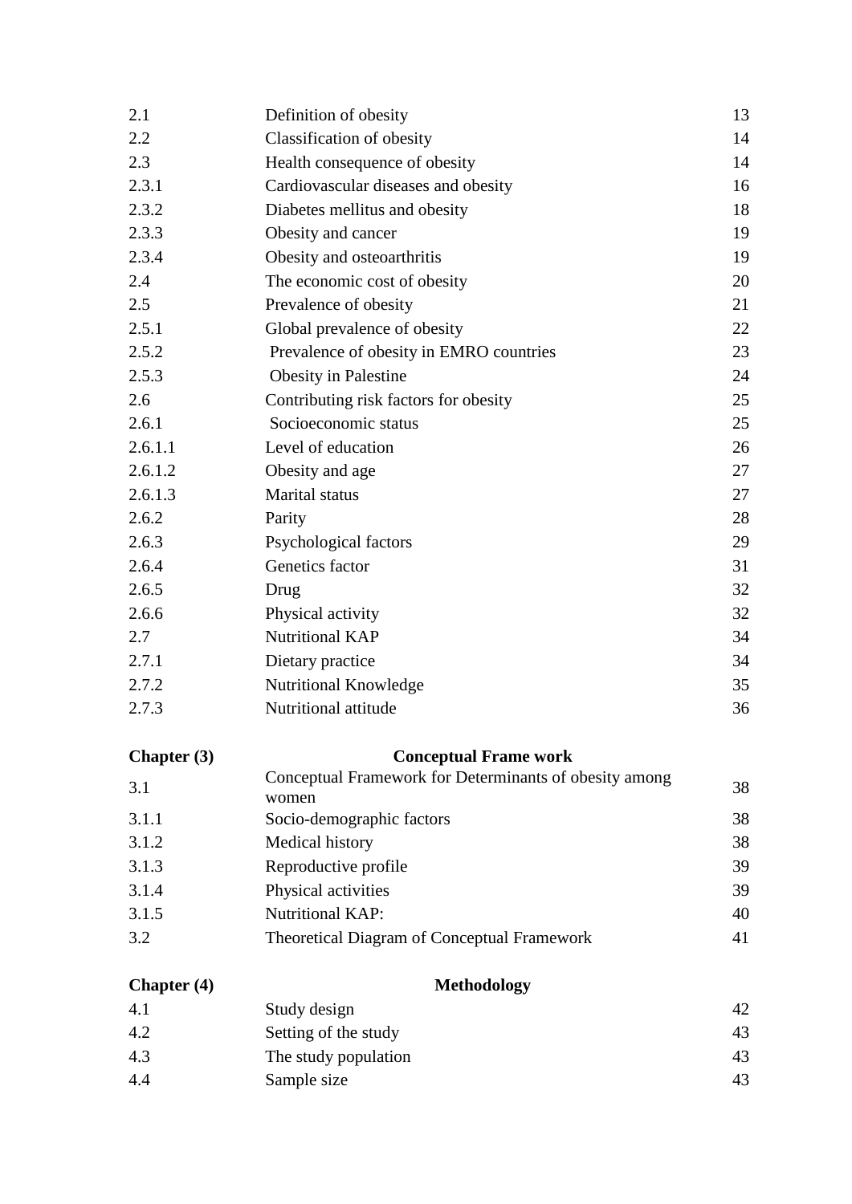| | | |
|---|---|---|
| 2.1 | Definition of obesity | 13 |
| 2.2 | Classification of obesity | 14 |
| 2.3 | Health consequence of obesity | 14 |
| 2.3.1 | Cardiovascular diseases and obesity | 16 |
| 2.3.2 | Diabetes mellitus and obesity | 18 |
| 2.3.3 | Obesity and cancer | 19 |
| 2.3.4 | Obesity and osteoarthritis | 19 |
| 2.4 | The economic cost of obesity | 20 |
| 2.5 | Prevalence of obesity | 21 |
| 2.5.1 | Global prevalence of obesity | 22 |
| 2.5.2 | Prevalence of obesity in EMRO countries | 23 |
| 2.5.3 | Obesity in Palestine | 24 |
| 2.6 | Contributing risk factors for obesity | 25 |
| 2.6.1 | Socioeconomic status | 25 |
| 2.6.1.1 | Level of education | 26 |
| 2.6.1.2 | Obesity and age | 27 |
| 2.6.1.3 | Marital status | 27 |
| 2.6.2 | Parity | 28 |
| 2.6.3 | Psychological factors | 29 |
| 2.6.4 | Genetics factor | 31 |
| 2.6.5 | Drug | 32 |
| 2.6.6 | Physical activity | 32 |
| 2.7 | Nutritional KAP | 34 |
| 2.7.1 | Dietary practice | 34 |
| 2.7.2 | Nutritional Knowledge | 35 |
| 2.7.3 | Nutritional attitude | 36 |
| **Chapter (3)** | **Conceptual Frame work** | |
| 3.1 | Conceptual Framework for Determinants of obesity among women | 38 |
| 3.1.1 | Socio-demographic factors | 38 |
| 3.1.2 | Medical history | 38 |
| 3.1.3 | Reproductive profile | 39 |
| 3.1.4 | Physical activities | 39 |
| 3.1.5 | Nutritional KAP: | 40 |
| 3.2 | Theoretical Diagram of Conceptual Framework | 41 |
| **Chapter (4)** | **Methodology** | |
| 4.1 | Study design | 42 |
| 4.2 | Setting of the study | 43 |
| 4.3 | The study population | 43 |
| 4.4 | Sample size | 43 |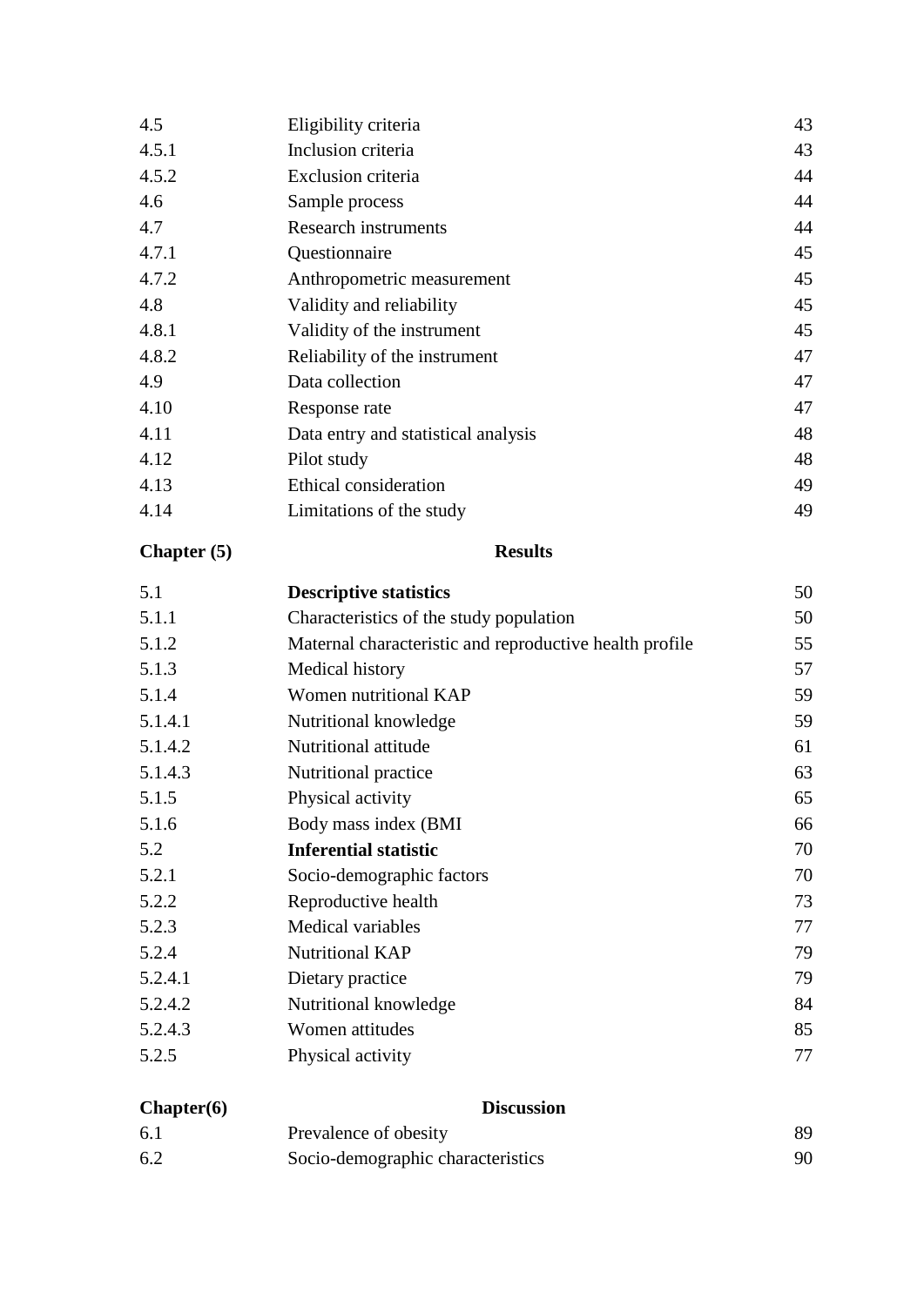| | | |
|---|---|---|
| 4.5 | Eligibility criteria | 43 |
| 4.5.1 | Inclusion criteria | 43 |
| 4.5.2 | Exclusion criteria | 44 |
| 4.6 | Sample process | 44 |
| 4.7 | Research instruments | 44 |
| 4.7.1 | Questionnaire | 45 |
| 4.7.2 | Anthropometric measurement | 45 |
| 4.8 | Validity and reliability | 45 |
| 4.8.1 | Validity of the instrument | 45 |
| 4.8.2 | Reliability of the instrument | 47 |
| 4.9 | Data collection | 47 |
| 4.10 | Response rate | 47 |
| 4.11 | Data entry and statistical analysis | 48 |
| 4.12 | Pilot study | 48 |
| 4.13 | Ethical consideration | 49 |
| 4.14 | Limitations of the study | 49 |
| **Chapter (5)** | **Results** | |
| 5.1 | **Descriptive statistics** | 50 |
| 5.1.1 | Characteristics of the study population | 50 |
| 5.1.2 | Maternal characteristic and reproductive health profile | 55 |
| 5.1.3 | Medical history | 57 |
| 5.1.4 | Women nutritional KAP | 59 |
| 5.1.4.1 | Nutritional knowledge | 59 |
| 5.1.4.2 | Nutritional attitude | 61 |
| 5.1.4.3 | Nutritional practice | 63 |
| 5.1.5 | Physical activity | 65 |
| 5.1.6 | Body mass index (BMI | 66 |
| 5.2 | **Inferential statistic** | 70 |
| 5.2.1 | Socio-demographic factors | 70 |
| 5.2.2 | Reproductive health | 73 |
| 5.2.3 | Medical variables | 77 |
| 5.2.4 | Nutritional KAP | 79 |
| 5.2.4.1 | Dietary practice | 79 |
| 5.2.4.2 | Nutritional knowledge | 84 |
| 5.2.4.3 | Women attitudes | 85 |
| 5.2.5 | Physical activity | 77 |
| **Chapter(6)** | **Discussion** | |
| 6.1 | Prevalence of obesity | 89 |
| 6.2 | Socio-demographic characteristics | 90 |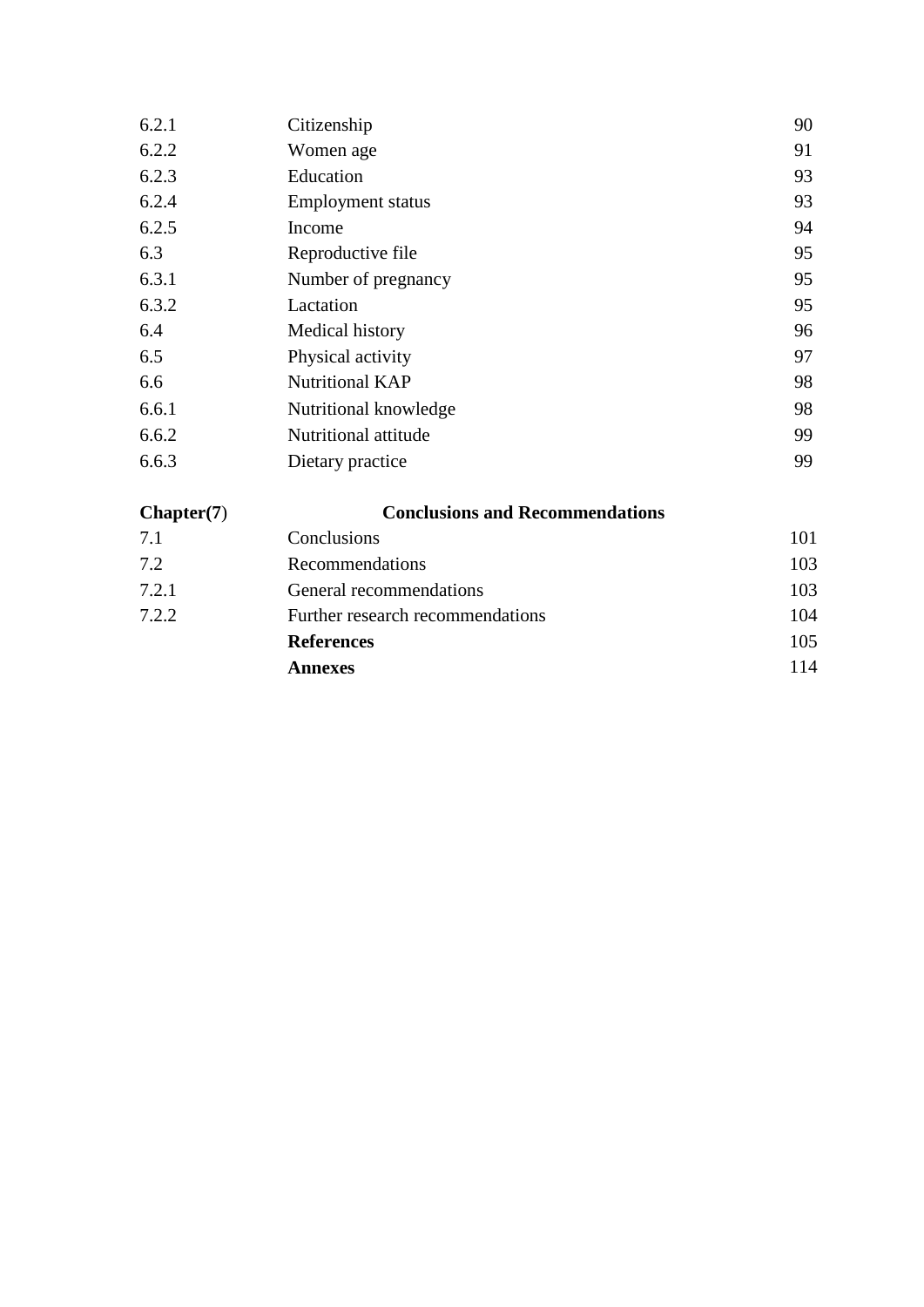| | | |
|---|---|---|
| 6.2.1 | Citizenship | 90 |
| 6.2.2 | Women age | 91 |
| 6.2.3 | Education | 93 |
| 6.2.4 | Employment status | 93 |
| 6.2.5 | Income | 94 |
| 6.3 | Reproductive file | 95 |
| 6.3.1 | Number of pregnancy | 95 |
| 6.3.2 | Lactation | 95 |
| 6.4 | Medical history | 96 |
| 6.5 | Physical activity | 97 |
| 6.6 | Nutritional KAP | 98 |
| 6.6.1 | Nutritional knowledge | 98 |
| 6.6.2 | Nutritional attitude | 99 |
| 6.6.3 | Dietary practice | 99 |
| **Chapter(7)** | **Conclusions and Recommendations** | |
| 7.1 | Conclusions | 101 |
| 7.2 | Recommendations | 103 |
| 7.2.1 | General recommendations | 103 |
| 7.2.2 | Further research recommendations | 104 |
| | **References** | 105 |
| | **Annexes** | 114 |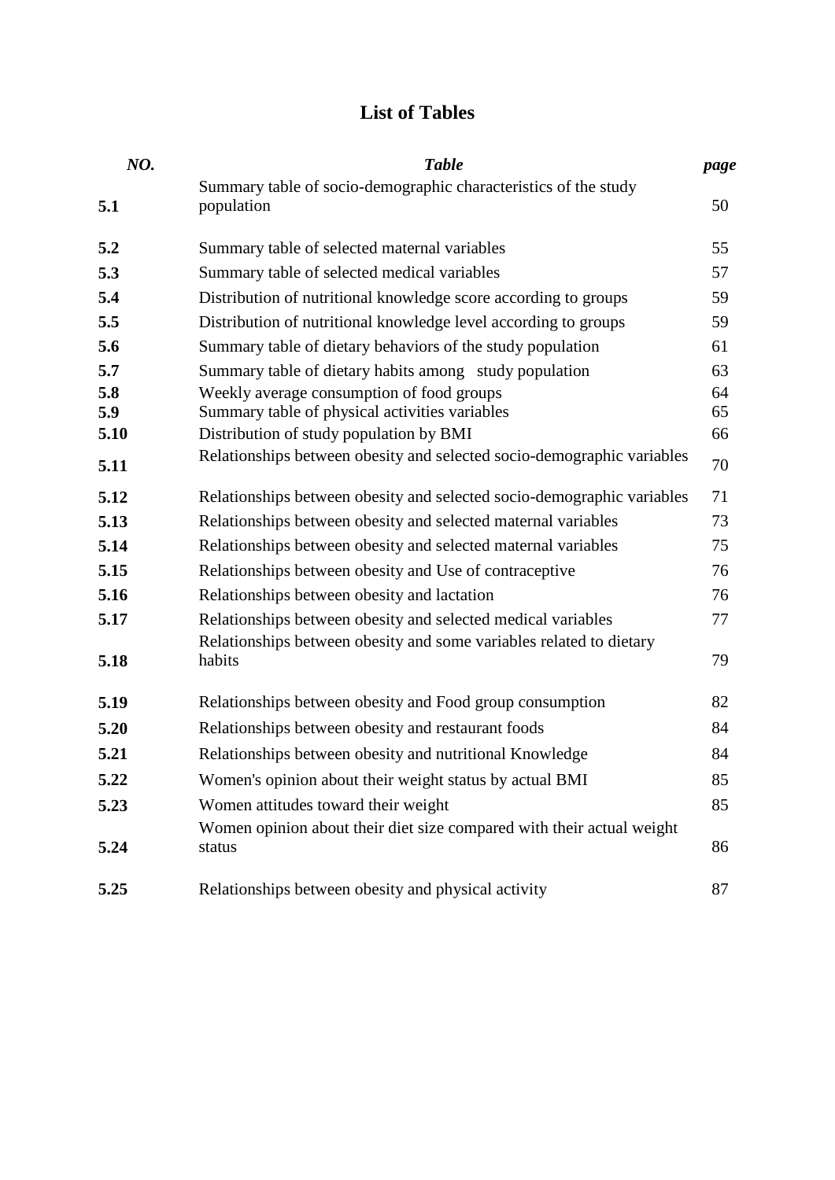# List of Tables

| *NO.* | *Table* | *page* |
|---|---|---|
| **5.1** | Summary table of socio-demographic characteristics of the study population | 50 |
| **5.2** | Summary table of selected maternal variables | 55 |
| **5.3** | Summary table of selected medical variables | 57 |
| **5.4** | Distribution of nutritional knowledge score according to groups | 59 |
| **5.5** | Distribution of nutritional knowledge level according to groups | 59 |
| **5.6** | Summary table of dietary behaviors of the study population | 61 |
| **5.7** | Summary table of dietary habits among study population | 63 |
| **5.8** | Weekly average consumption of food groups | 64 |
| **5.9** | Summary table of physical activities variables | 65 |
| **5.10** | Distribution of study population by BMI | 66 |
| **5.11** | Relationships between obesity and selected socio-demographic variables | 70 |
| **5.12** | Relationships between obesity and selected socio-demographic variables | 71 |
| **5.13** | Relationships between obesity and selected maternal variables | 73 |
| **5.14** | Relationships between obesity and selected maternal variables | 75 |
| **5.15** | Relationships between obesity and Use of contraceptive | 76 |
| **5.16** | Relationships between obesity and lactation | 76 |
| **5.17** | Relationships between obesity and selected medical variables | 77 |
| **5.18** | Relationships between obesity and some variables related to dietary habits | 79 |
| **5.19** | Relationships between obesity and Food group consumption | 82 |
| **5.20** | Relationships between obesity and restaurant foods | 84 |
| **5.21** | Relationships between obesity and nutritional Knowledge | 84 |
| **5.22** | Women's opinion about their weight status by actual BMI | 85 |
| **5.23** | Women attitudes toward their weight | 85 |
| **5.24** | Women opinion about their diet size compared with their actual weight status | 86 |
| **5.25** | Relationships between obesity and physical activity | 87 |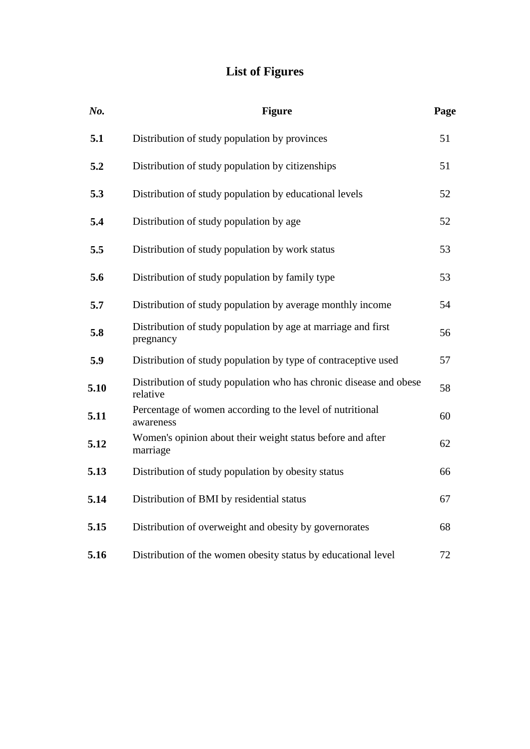# List of Figures

| *No.* | **Figure** | **Page** |
|---|---|---|
| **5.1** | Distribution of study population by provinces | 51 |
| **5.2** | Distribution of study population by citizenships | 51 |
| **5.3** | Distribution of study population by educational levels | 52 |
| **5.4** | Distribution of study population by age | 52 |
| **5.5** | Distribution of study population by work status | 53 |
| **5.6** | Distribution of study population by family type | 53 |
| **5.7** | Distribution of study population by average monthly income | 54 |
| **5.8** | Distribution of study population by age at marriage and first pregnancy | 56 |
| **5.9** | Distribution of study population by type of contraceptive used | 57 |
| **5.10** | Distribution of study population who has chronic disease and obese relative | 58 |
| **5.11** | Percentage of women according to the level of nutritional awareness | 60 |
| **5.12** | Women's opinion about their weight status before and after marriage | 62 |
| **5.13** | Distribution of study population by obesity status | 66 |
| **5.14** | Distribution of BMI by residential status | 67 |
| **5.15** | Distribution of overweight and obesity by governorates | 68 |
| **5.16** | Distribution of the women obesity status by educational level | 72 |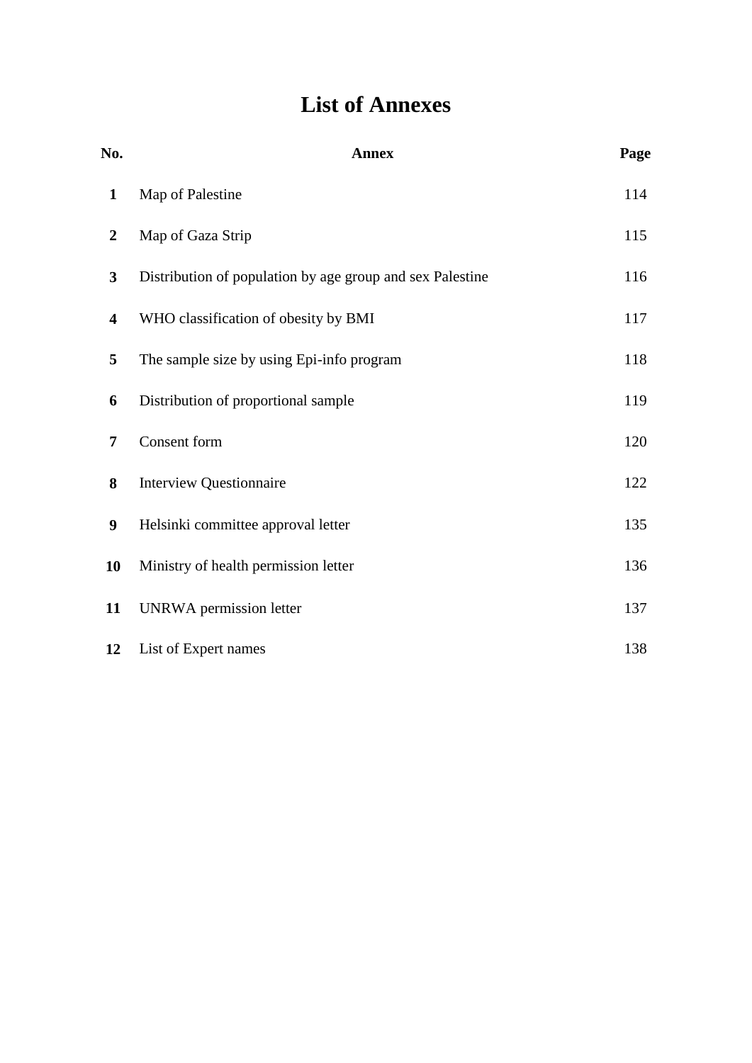# List of Annexes

| No. | Annex | Page |
|---|---|---|
| 1 | Map of Palestine | 114 |
| 2 | Map of Gaza Strip | 115 |
| 3 | Distribution of population by age group and sex Palestine | 116 |
| 4 | WHO classification of obesity by BMI | 117 |
| 5 | The sample size by using Epi-info program | 118 |
| 6 | Distribution of proportional sample | 119 |
| 7 | Consent form | 120 |
| 8 | Interview Questionnaire | 122 |
| 9 | Helsinki committee approval letter | 135 |
| 10 | Ministry of health permission letter | 136 |
| 11 | UNRWA permission letter | 137 |
| 12 | List of Expert names | 138 |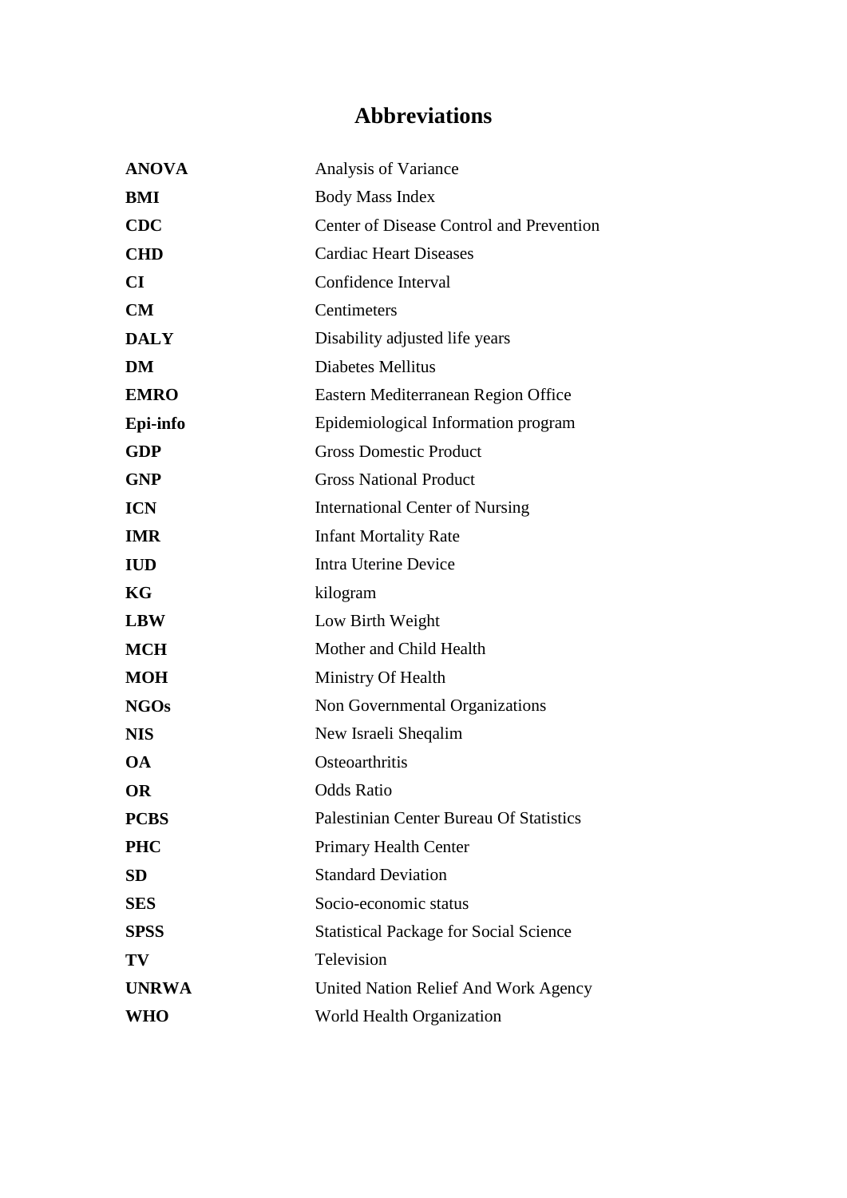# Abbreviations

| | |
|---|---|
| **ANOVA** | Analysis of Variance |
| **BMI** | Body Mass Index |
| **CDC** | Center of Disease Control and Prevention |
| **CHD** | Cardiac Heart Diseases |
| **CI** | Confidence Interval |
| **CM** | Centimeters |
| **DALY** | Disability adjusted life years |
| **DM** | Diabetes Mellitus |
| **EMRO** | Eastern Mediterranean Region Office |
| **Epi-info** | Epidemiological Information program |
| **GDP** | Gross Domestic Product |
| **GNP** | Gross National Product |
| **ICN** | International Center of Nursing |
| **IMR** | Infant Mortality Rate |
| **IUD** | Intra Uterine Device |
| **KG** | kilogram |
| **LBW** | Low Birth Weight |
| **MCH** | Mother and Child Health |
| **MOH** | Ministry Of Health |
| **NGOs** | Non Governmental Organizations |
| **NIS** | New Israeli Sheqalim |
| **OA** | Osteoarthritis |
| **OR** | Odds Ratio |
| **PCBS** | Palestinian Center Bureau Of Statistics |
| **PHC** | Primary Health Center |
| **SD** | Standard Deviation |
| **SES** | Socio-economic status |
| **SPSS** | Statistical Package for Social Science |
| **TV** | Television |
| **UNRWA** | United Nation Relief And Work Agency |
| **WHO** | World Health Organization |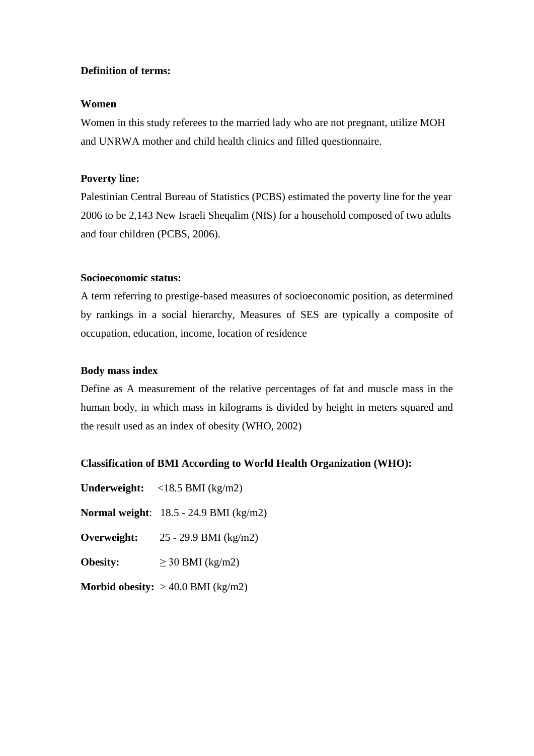**Definition of terms:**

**Women**

Women in this study referees to the married lady who are not pregnant, utilize MOH and UNRWA mother and child health clinics and filled questionnaire.

**Poverty line:**

Palestinian Central Bureau of Statistics (PCBS) estimated the poverty line for the year 2006 to be 2,143 New Israeli Sheqalim (NIS) for a household composed of two adults and four children (PCBS, 2006).

**Socioeconomic status:**

A term referring to prestige-based measures of socioeconomic position, as determined by rankings in a social hierarchy, Measures of SES are typically a composite of occupation, education, income, location of residence

**Body mass index**

Define as A measurement of the relative percentages of fat and muscle mass in the human body, in which mass in kilograms is divided by height in meters squared and the result used as an index of obesity (WHO, 2002)

**Classification of BMI According to World Health Organization (WHO):**

**Underweight:** <18.5 BMI (kg/m2)

**Normal weight**: 18.5 - 24.9 BMI (kg/m2)

**Overweight:** 25 - 29.9 BMI (kg/m2)

**Obesity:** ≥ 30 BMI (kg/m2)

**Morbid obesity:** > 40.0 BMI (kg/m2)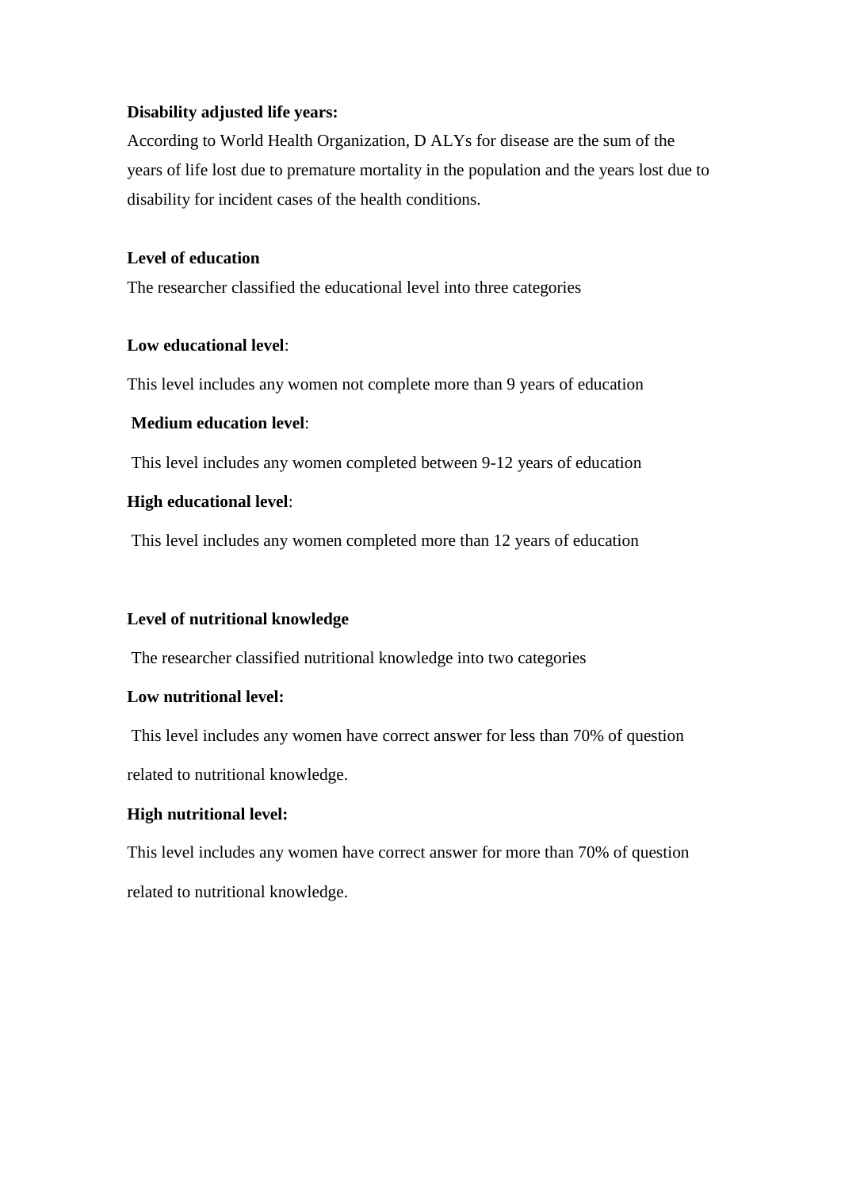**Disability adjusted life years:**

According to World Health Organization, D ALYs for disease are the sum of the years of life lost due to premature mortality in the population and the years lost due to disability for incident cases of the health conditions.

**Level of education**

The researcher classified the educational level into three categories

**Low educational level**:

This level includes any women not complete more than 9 years of education

**Medium education level**:

This level includes any women completed between 9-12 years of education

**High educational level**:

This level includes any women completed more than 12 years of education

**Level of nutritional knowledge**

The researcher classified nutritional knowledge into two categories

**Low nutritional level:**

This level includes any women have correct answer for less than 70% of question related to nutritional knowledge.

**High nutritional level:**

This level includes any women have correct answer for more than 70% of question related to nutritional knowledge.